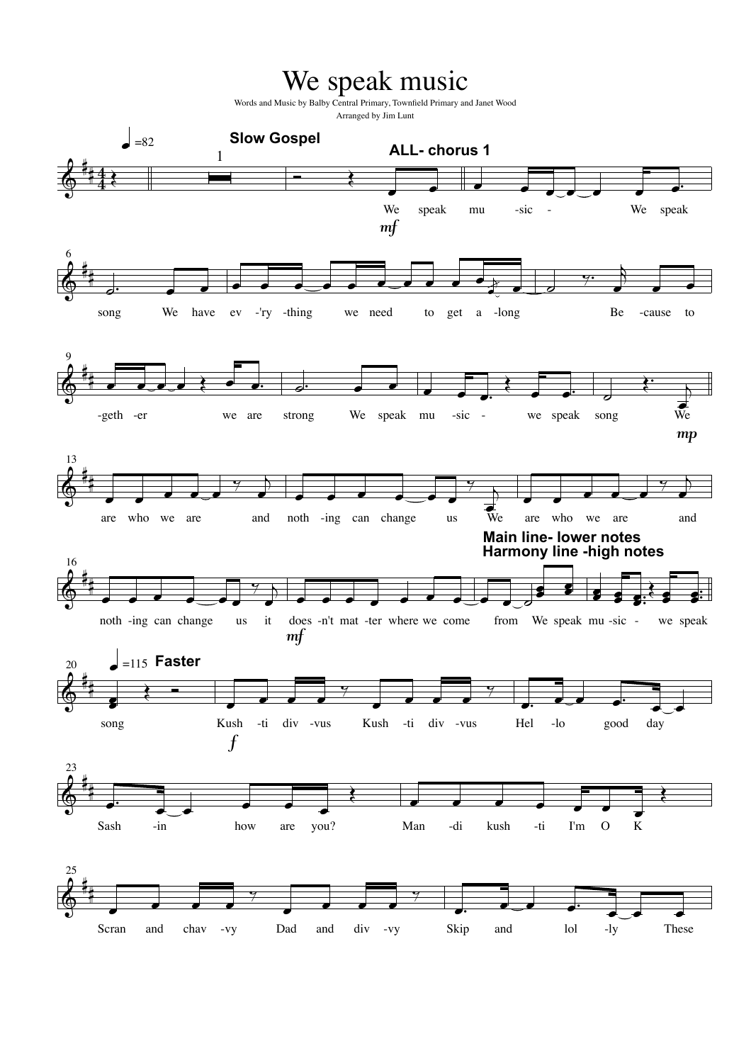# We speak music

Words and Music by Balby Central Primary, Townfield Primary and Janet Wood

Arranged by Jim Lunt

♩=82 **Slow Gospel**

**ALL- chorus 1**

*mf*

We speak mu -sic - We speak song We have ev -'ry -thing we need to get a -long Be -cause to -geth -er we are strong We speak mu -sic - we speak song We

*mp*

are who we are and noth -ing can change us We are who we are and noth -ing can change us it does -n't mat -ter where we come from We speak mu -sic - we speak song

*mf*

**Main line- lower notes**
**Harmony line -high notes**

♩=115 **Faster**

*f*

Kush -ti div -vus Kush -ti div -vus Hel -lo good day Sash -in how are you? Man -di kush -ti I'm O K

Scran and chav -vy Dad and div -vy Skip and lol -ly These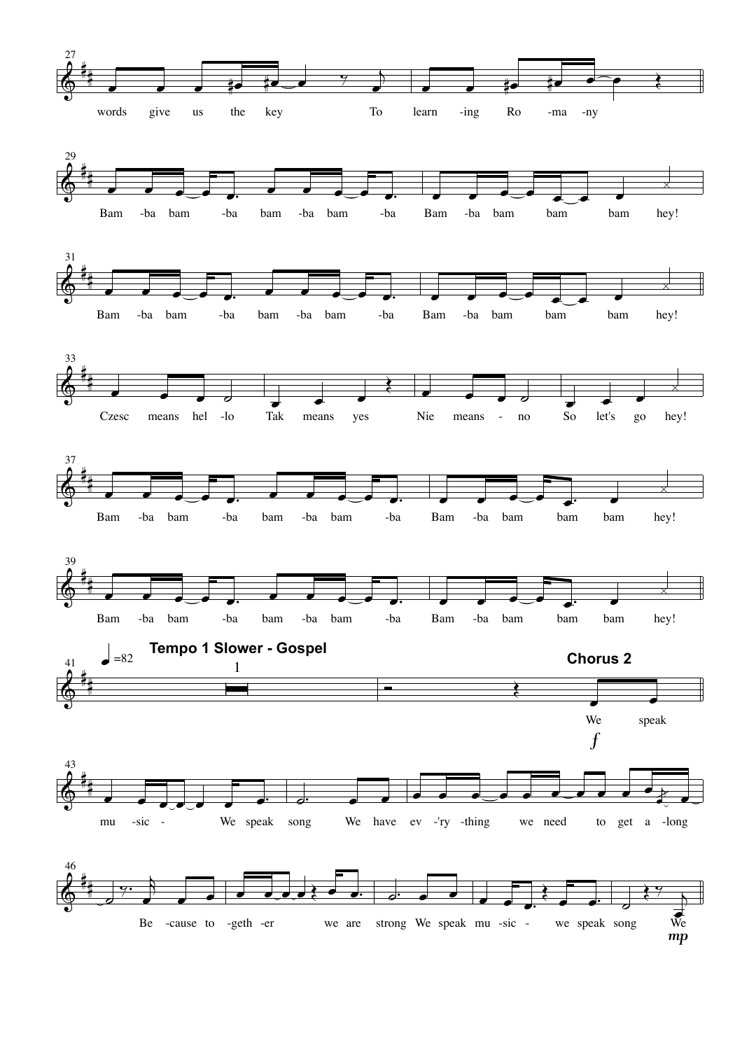27

words give us the key To learn -ing Ro -ma -ny

29

Bam -ba bam -ba bam -ba bam -ba Bam -ba bam bam bam hey!

31

Bam -ba bam -ba bam -ba bam -ba Bam -ba bam bam bam hey!

33

Czesc means hel -lo Tak means yes Nie means - no So let's go hey!

37

Bam -ba bam -ba bam -ba bam -ba Bam -ba bam bam bam hey!

39

Bam -ba bam -ba bam -ba bam -ba Bam -ba bam bam bam hey!

41

♩=82 **Tempo 1 Slower - Gospel**

1

**Chorus 2**

We speak

*f*

43

mu -sic - We speak song We have ev -'ry -thing we need to get a -long

46

Be -cause to -geth -er we are strong We speak mu -sic - we speak song We

*mp*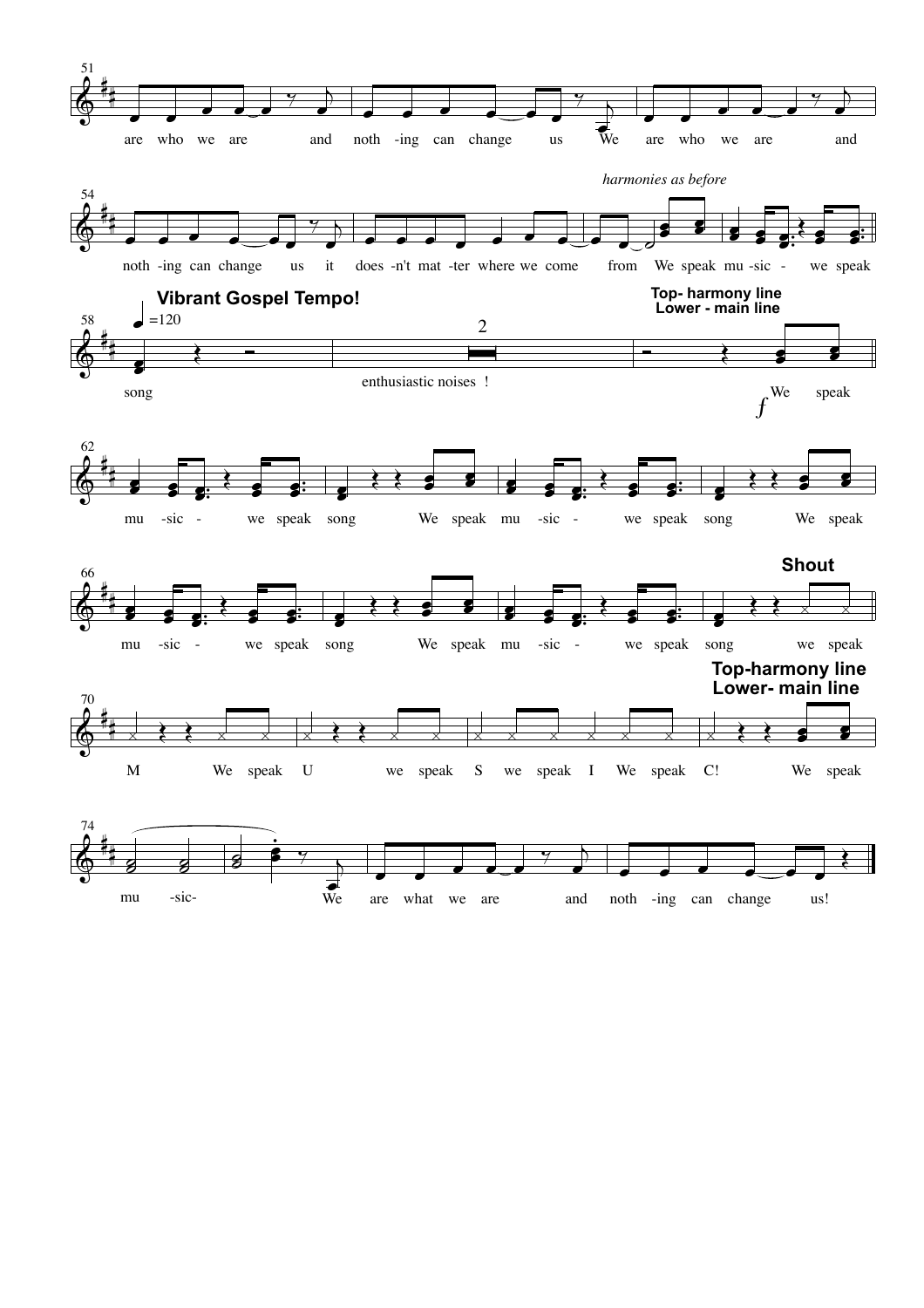harmonies as before

**Vibrant Gospel Tempo!** ♩=120

enthusiastic noises !

**Top- harmony line**
**Lower - main line**

*f*

**Shout**

**Top-harmony line**
**Lower- main line**

are who we are and noth -ing can change us We are who we are and noth -ing can change us it does -n't mat -ter where we come from We speak mu -sic - we speak song

We speak mu -sic - we speak song We speak mu -sic - we speak song We speak mu -sic - we speak song We speak mu -sic - we speak song we speak

M We speak U we speak S we speak I We speak C! We speak mu -sic- We are what we are and noth -ing can change us!